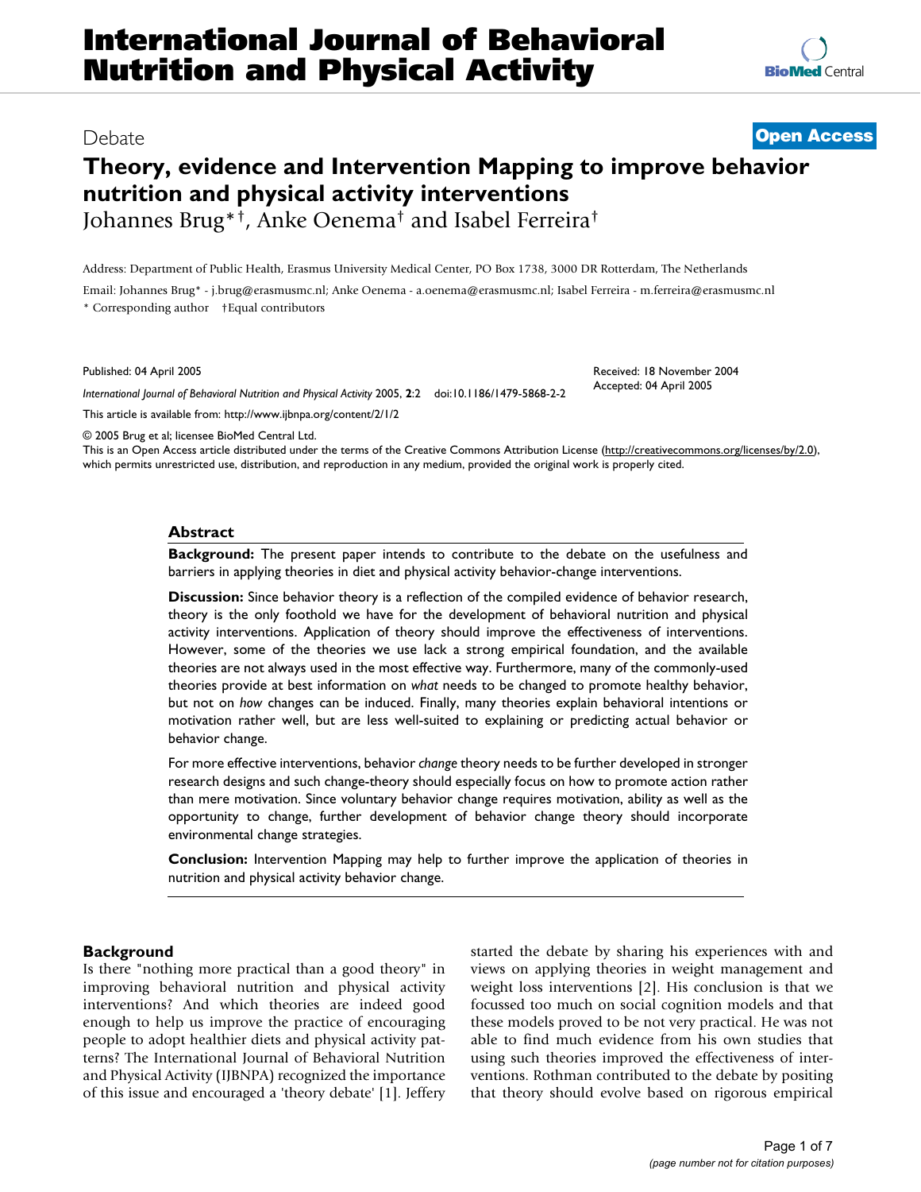# International Journal of Behavioral Nutrition and Physical Activity

Debate

**Open Access**

# Theory, evidence and Intervention Mapping to improve behavior nutrition and physical activity interventions

Johannes Brug*†, Anke Oenema† and Isabel Ferreira†

Address: Department of Public Health, Erasmus University Medical Center, PO Box 1738, 3000 DR Rotterdam, The Netherlands

Email: Johannes Brug* - j.brug@erasmusmc.nl; Anke Oenema - a.oenema@erasmusmc.nl; Isabel Ferreira - m.ferreira@erasmusmc.nl

\* Corresponding author †Equal contributors

Published: 04 April 2005

*International Journal of Behavioral Nutrition and Physical Activity* 2005, **2**:2 doi:10.1186/1479-5868-2-2

Received: 18 November 2004
Accepted: 04 April 2005

This article is available from: http://www.ijbnpa.org/content/2/1/2

© 2005 Brug et al; licensee BioMed Central Ltd.

This is an Open Access article distributed under the terms of the Creative Commons Attribution License (http://creativecommons.org/licenses/by/2.0), which permits unrestricted use, distribution, and reproduction in any medium, provided the original work is properly cited.

## Abstract

**Background:** The present paper intends to contribute to the debate on the usefulness and barriers in applying theories in diet and physical activity behavior-change interventions.

**Discussion:** Since behavior theory is a reflection of the compiled evidence of behavior research, theory is the only foothold we have for the development of behavioral nutrition and physical activity interventions. Application of theory should improve the effectiveness of interventions. However, some of the theories we use lack a strong empirical foundation, and the available theories are not always used in the most effective way. Furthermore, many of the commonly-used theories provide at best information on *what* needs to be changed to promote healthy behavior, but not on *how* changes can be induced. Finally, many theories explain behavioral intentions or motivation rather well, but are less well-suited to explaining or predicting actual behavior or behavior change.

For more effective interventions, behavior *change* theory needs to be further developed in stronger research designs and such change-theory should especially focus on how to promote action rather than mere motivation. Since voluntary behavior change requires motivation, ability as well as the opportunity to change, further development of behavior change theory should incorporate environmental change strategies.

**Conclusion:** Intervention Mapping may help to further improve the application of theories in nutrition and physical activity behavior change.

## Background

Is there "nothing more practical than a good theory" in improving behavioral nutrition and physical activity interventions? And which theories are indeed good enough to help us improve the practice of encouraging people to adopt healthier diets and physical activity patterns? The International Journal of Behavioral Nutrition and Physical Activity (IJBNPA) recognized the importance of this issue and encouraged a 'theory debate' [1]. Jeffery started the debate by sharing his experiences with and views on applying theories in weight management and weight loss interventions [2]. His conclusion is that we focussed too much on social cognition models and that these models proved to be not very practical. He was not able to find much evidence from his own studies that using such theories improved the effectiveness of interventions. Rothman contributed to the debate by positing that theory should evolve based on rigorous empirical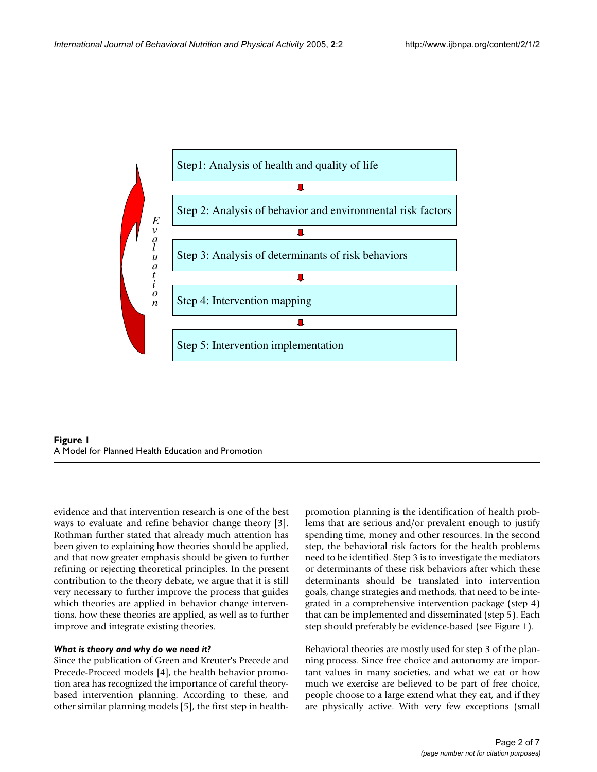Step1: Analysis of health and quality of life

Step 2: Analysis of behavior and environmental risk factors

Step 3: Analysis of determinants of risk behaviors

Step 4: Intervention mapping

Step 5: Intervention implementation

*Evaluation*

**Figure 1**
A Model for Planned Health Education and Promotion

evidence and that intervention research is one of the best ways to evaluate and refine behavior change theory [3]. Rothman further stated that already much attention has been given to explaining how theories should be applied, and that now greater emphasis should be given to further refining or rejecting theoretical principles. In the present contribution to the theory debate, we argue that it is still very necessary to further improve the process that guides which theories are applied in behavior change interventions, how these theories are applied, as well as to further improve and integrate existing theories.

#### *What is theory and why do we need it?*

Since the publication of Green and Kreuter's Precede and Precede-Proceed models [4], the health behavior promotion area has recognized the importance of careful theory-based intervention planning. According to these, and other similar planning models [5], the first step in health-promotion planning is the identification of health problems that are serious and/or prevalent enough to justify spending time, money and other resources. In the second step, the behavioral risk factors for the health problems need to be identified. Step 3 is to investigate the mediators or determinants of these risk behaviors after which these determinants should be translated into intervention goals, change strategies and methods, that need to be integrated in a comprehensive intervention package (step 4) that can be implemented and disseminated (step 5). Each step should preferably be evidence-based (see Figure 1).

Behavioral theories are mostly used for step 3 of the planning process. Since free choice and autonomy are important values in many societies, and what we eat or how much we exercise are believed to be part of free choice, people choose to a large extend what they eat, and if they are physically active. With very few exceptions (small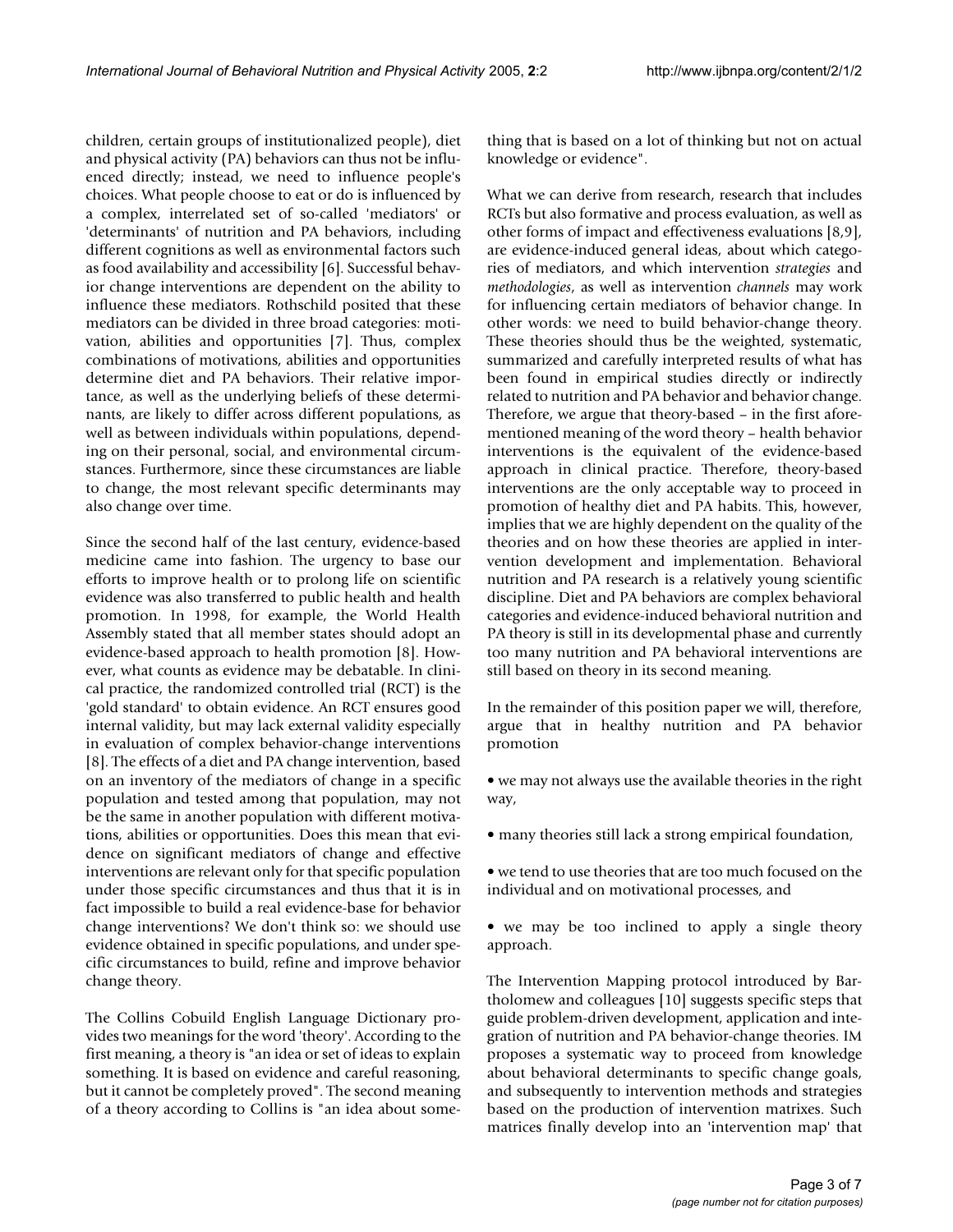children, certain groups of institutionalized people), diet and physical activity (PA) behaviors can thus not be influenced directly; instead, we need to influence people's choices. What people choose to eat or do is influenced by a complex, interrelated set of so-called 'mediators' or 'determinants' of nutrition and PA behaviors, including different cognitions as well as environmental factors such as food availability and accessibility [6]. Successful behavior change interventions are dependent on the ability to influence these mediators. Rothschild posited that these mediators can be divided in three broad categories: motivation, abilities and opportunities [7]. Thus, complex combinations of motivations, abilities and opportunities determine diet and PA behaviors. Their relative importance, as well as the underlying beliefs of these determinants, are likely to differ across different populations, as well as between individuals within populations, depending on their personal, social, and environmental circumstances. Furthermore, since these circumstances are liable to change, the most relevant specific determinants may also change over time.

Since the second half of the last century, evidence-based medicine came into fashion. The urgency to base our efforts to improve health or to prolong life on scientific evidence was also transferred to public health and health promotion. In 1998, for example, the World Health Assembly stated that all member states should adopt an evidence-based approach to health promotion [8]. However, what counts as evidence may be debatable. In clinical practice, the randomized controlled trial (RCT) is the 'gold standard' to obtain evidence. An RCT ensures good internal validity, but may lack external validity especially in evaluation of complex behavior-change interventions [8]. The effects of a diet and PA change intervention, based on an inventory of the mediators of change in a specific population and tested among that population, may not be the same in another population with different motivations, abilities or opportunities. Does this mean that evidence on significant mediators of change and effective interventions are relevant only for that specific population under those specific circumstances and thus that it is in fact impossible to build a real evidence-base for behavior change interventions? We don't think so: we should use evidence obtained in specific populations, and under specific circumstances to build, refine and improve behavior change theory.

The Collins Cobuild English Language Dictionary provides two meanings for the word 'theory'. According to the first meaning, a theory is "an idea or set of ideas to explain something. It is based on evidence and careful reasoning, but it cannot be completely proved". The second meaning of a theory according to Collins is "an idea about something that is based on a lot of thinking but not on actual knowledge or evidence".

What we can derive from research, research that includes RCTs but also formative and process evaluation, as well as other forms of impact and effectiveness evaluations [8,9], are evidence-induced general ideas, about which categories of mediators, and which intervention *strategies* and *methodologies*, as well as intervention *channels* may work for influencing certain mediators of behavior change. In other words: we need to build behavior-change theory. These theories should thus be the weighted, systematic, summarized and carefully interpreted results of what has been found in empirical studies directly or indirectly related to nutrition and PA behavior and behavior change. Therefore, we argue that theory-based – in the first aforementioned meaning of the word theory – health behavior interventions is the equivalent of the evidence-based approach in clinical practice. Therefore, theory-based interventions are the only acceptable way to proceed in promotion of healthy diet and PA habits. This, however, implies that we are highly dependent on the quality of the theories and on how these theories are applied in intervention development and implementation. Behavioral nutrition and PA research is a relatively young scientific discipline. Diet and PA behaviors are complex behavioral categories and evidence-induced behavioral nutrition and PA theory is still in its developmental phase and currently too many nutrition and PA behavioral interventions are still based on theory in its second meaning.

In the remainder of this position paper we will, therefore, argue that in healthy nutrition and PA behavior promotion

- we may not always use the available theories in the right way,
- many theories still lack a strong empirical foundation,
- we tend to use theories that are too much focused on the individual and on motivational processes, and
- we may be too inclined to apply a single theory approach.

The Intervention Mapping protocol introduced by Bartholomew and colleagues [10] suggests specific steps that guide problem-driven development, application and integration of nutrition and PA behavior-change theories. IM proposes a systematic way to proceed from knowledge about behavioral determinants to specific change goals, and subsequently to intervention methods and strategies based on the production of intervention matrixes. Such matrices finally develop into an 'intervention map' that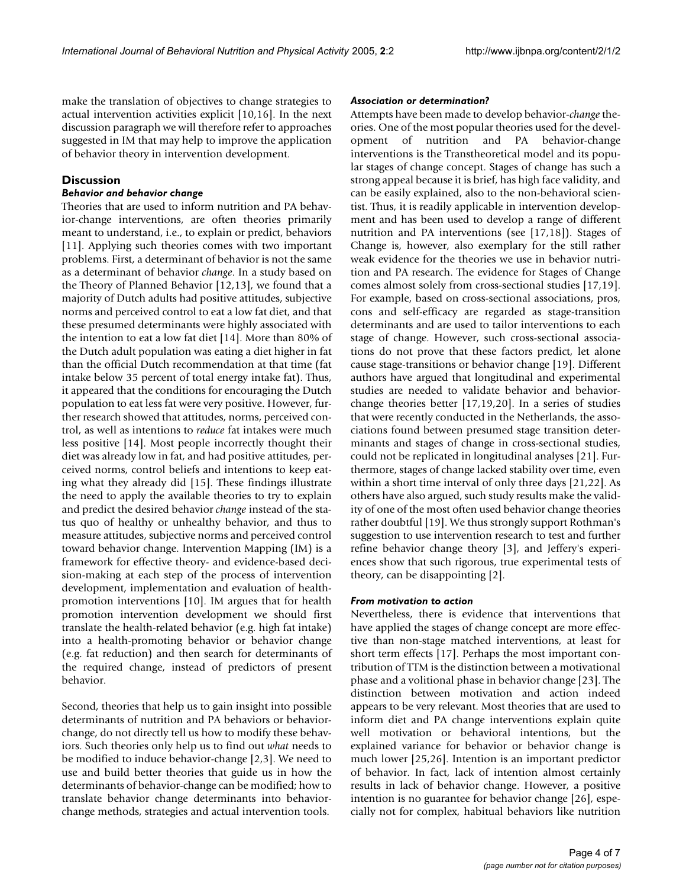make the translation of objectives to change strategies to actual intervention activities explicit [10,16]. In the next discussion paragraph we will therefore refer to approaches suggested in IM that may help to improve the application of behavior theory in intervention development.

## Discussion

### *Behavior and behavior change*

Theories that are used to inform nutrition and PA behavior-change interventions, are often theories primarily meant to understand, i.e., to explain or predict, behaviors [11]. Applying such theories comes with two important problems. First, a determinant of behavior is not the same as a determinant of behavior *change*. In a study based on the Theory of Planned Behavior [12,13], we found that a majority of Dutch adults had positive attitudes, subjective norms and perceived control to eat a low fat diet, and that these presumed determinants were highly associated with the intention to eat a low fat diet [14]. More than 80% of the Dutch adult population was eating a diet higher in fat than the official Dutch recommendation at that time (fat intake below 35 percent of total energy intake fat). Thus, it appeared that the conditions for encouraging the Dutch population to eat less fat were very positive. However, further research showed that attitudes, norms, perceived control, as well as intentions to *reduce* fat intakes were much less positive [14]. Most people incorrectly thought their diet was already low in fat, and had positive attitudes, perceived norms, control beliefs and intentions to keep eating what they already did [15]. These findings illustrate the need to apply the available theories to try to explain and predict the desired behavior *change* instead of the status quo of healthy or unhealthy behavior, and thus to measure attitudes, subjective norms and perceived control toward behavior change. Intervention Mapping (IM) is a framework for effective theory- and evidence-based decision-making at each step of the process of intervention development, implementation and evaluation of health-promotion interventions [10]. IM argues that for health promotion intervention development we should first translate the health-related behavior (e.g. high fat intake) into a health-promoting behavior or behavior change (e.g. fat reduction) and then search for determinants of the required change, instead of predictors of present behavior.

Second, theories that help us to gain insight into possible determinants of nutrition and PA behaviors or behavior-change, do not directly tell us how to modify these behaviors. Such theories only help us to find out *what* needs to be modified to induce behavior-change [2,3]. We need to use and build better theories that guide us in how the determinants of behavior-change can be modified; how to translate behavior change determinants into behavior-change methods, strategies and actual intervention tools.

### *Association or determination?*

Attempts have been made to develop behavior-*change* theories. One of the most popular theories used for the development of nutrition and PA behavior-change interventions is the Transtheoretical model and its popular stages of change concept. Stages of change has such a strong appeal because it is brief, has high face validity, and can be easily explained, also to the non-behavioral scientist. Thus, it is readily applicable in intervention development and has been used to develop a range of different nutrition and PA interventions (see [17,18]). Stages of Change is, however, also exemplary for the still rather weak evidence for the theories we use in behavior nutrition and PA research. The evidence for Stages of Change comes almost solely from cross-sectional studies [17,19]. For example, based on cross-sectional associations, pros, cons and self-efficacy are regarded as stage-transition determinants and are used to tailor interventions to each stage of change. However, such cross-sectional associations do not prove that these factors predict, let alone cause stage-transitions or behavior change [19]. Different authors have argued that longitudinal and experimental studies are needed to validate behavior and behavior-change theories better [17,19,20]. In a series of studies that were recently conducted in the Netherlands, the associations found between presumed stage transition determinants and stages of change in cross-sectional studies, could not be replicated in longitudinal analyses [21]. Furthermore, stages of change lacked stability over time, even within a short time interval of only three days [21,22]. As others have also argued, such study results make the validity of one of the most often used behavior change theories rather doubtful [19]. We thus strongly support Rothman's suggestion to use intervention research to test and further refine behavior change theory [3], and Jeffery's experiences show that such rigorous, true experimental tests of theory, can be disappointing [2].

### *From motivation to action*

Nevertheless, there is evidence that interventions that have applied the stages of change concept are more effective than non-stage matched interventions, at least for short term effects [17]. Perhaps the most important contribution of TTM is the distinction between a motivational phase and a volitional phase in behavior change [23]. The distinction between motivation and action indeed appears to be very relevant. Most theories that are used to inform diet and PA change interventions explain quite well motivation or behavioral intentions, but the explained variance for behavior or behavior change is much lower [25,26]. Intention is an important predictor of behavior. In fact, lack of intention almost certainly results in lack of behavior change. However, a positive intention is no guarantee for behavior change [26], especially not for complex, habitual behaviors like nutrition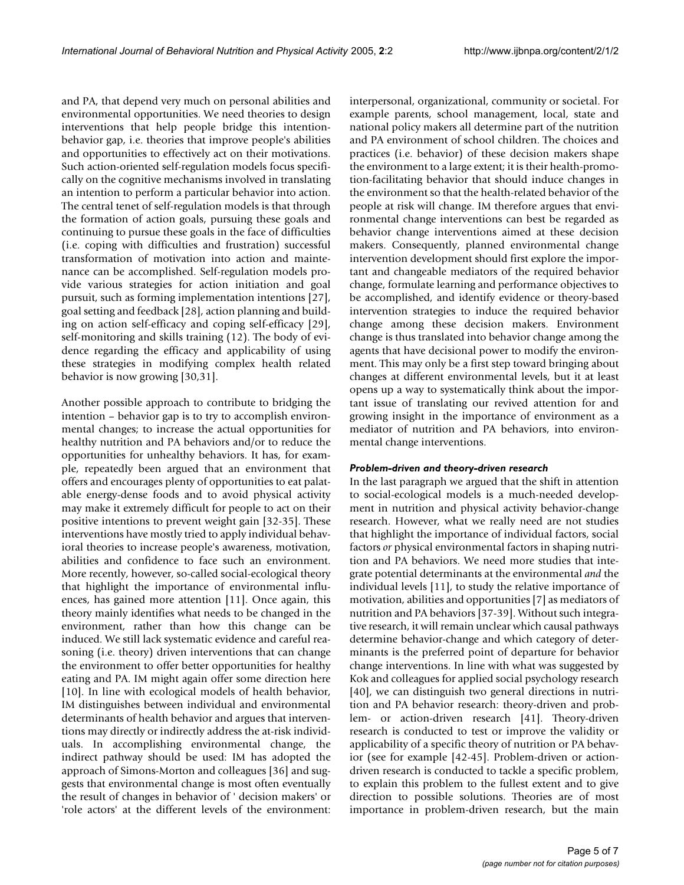and PA, that depend very much on personal abilities and environmental opportunities. We need theories to design interventions that help people bridge this intention-behavior gap, i.e. theories that improve people's abilities and opportunities to effectively act on their motivations. Such action-oriented self-regulation models focus specifically on the cognitive mechanisms involved in translating an intention to perform a particular behavior into action. The central tenet of self-regulation models is that through the formation of action goals, pursuing these goals and continuing to pursue these goals in the face of difficulties (i.e. coping with difficulties and frustration) successful transformation of motivation into action and maintenance can be accomplished. Self-regulation models provide various strategies for action initiation and goal pursuit, such as forming implementation intentions [27], goal setting and feedback [28], action planning and building on action self-efficacy and coping self-efficacy [29], self-monitoring and skills training (12). The body of evidence regarding the efficacy and applicability of using these strategies in modifying complex health related behavior is now growing [30,31].

Another possible approach to contribute to bridging the intention – behavior gap is to try to accomplish environmental changes; to increase the actual opportunities for healthy nutrition and PA behaviors and/or to reduce the opportunities for unhealthy behaviors. It has, for example, repeatedly been argued that an environment that offers and encourages plenty of opportunities to eat palatable energy-dense foods and to avoid physical activity may make it extremely difficult for people to act on their positive intentions to prevent weight gain [32-35]. These interventions have mostly tried to apply individual behavioral theories to increase people's awareness, motivation, abilities and confidence to face such an environment. More recently, however, so-called social-ecological theory that highlight the importance of environmental influences, has gained more attention [11]. Once again, this theory mainly identifies what needs to be changed in the environment, rather than how this change can be induced. We still lack systematic evidence and careful reasoning (i.e. theory) driven interventions that can change the environment to offer better opportunities for healthy eating and PA. IM might again offer some direction here [10]. In line with ecological models of health behavior, IM distinguishes between individual and environmental determinants of health behavior and argues that interventions may directly or indirectly address the at-risk individuals. In accomplishing environmental change, the indirect pathway should be used: IM has adopted the approach of Simons-Morton and colleagues [36] and suggests that environmental change is most often eventually the result of changes in behavior of ' decision makers' or 'role actors' at the different levels of the environment: interpersonal, organizational, community or societal. For example parents, school management, local, state and national policy makers all determine part of the nutrition and PA environment of school children. The choices and practices (i.e. behavior) of these decision makers shape the environment to a large extent; it is their health-promotion-facilitating behavior that should induce changes in the environment so that the health-related behavior of the people at risk will change. IM therefore argues that environmental change interventions can best be regarded as behavior change interventions aimed at these decision makers. Consequently, planned environmental change intervention development should first explore the important and changeable mediators of the required behavior change, formulate learning and performance objectives to be accomplished, and identify evidence or theory-based intervention strategies to induce the required behavior change among these decision makers. Environment change is thus translated into behavior change among the agents that have decisional power to modify the environment. This may only be a first step toward bringing about changes at different environmental levels, but it at least opens up a way to systematically think about the important issue of translating our revived attention for and growing insight in the importance of environment as a mediator of nutrition and PA behaviors, into environmental change interventions.

#### *Problem-driven and theory-driven research*

In the last paragraph we argued that the shift in attention to social-ecological models is a much-needed development in nutrition and physical activity behavior-change research. However, what we really need are not studies that highlight the importance of individual factors, social factors *or* physical environmental factors in shaping nutrition and PA behaviors. We need more studies that integrate potential determinants at the environmental *and* the individual levels [11], to study the relative importance of motivation, abilities and opportunities [7] as mediators of nutrition and PA behaviors [37-39]. Without such integrative research, it will remain unclear which causal pathways determine behavior-change and which category of determinants is the preferred point of departure for behavior change interventions. In line with what was suggested by Kok and colleagues for applied social psychology research [40], we can distinguish two general directions in nutrition and PA behavior research: theory-driven and problem- or action-driven research [41]. Theory-driven research is conducted to test or improve the validity or applicability of a specific theory of nutrition or PA behavior (see for example [42-45]. Problem-driven or action-driven research is conducted to tackle a specific problem, to explain this problem to the fullest extent and to give direction to possible solutions. Theories are of most importance in problem-driven research, but the main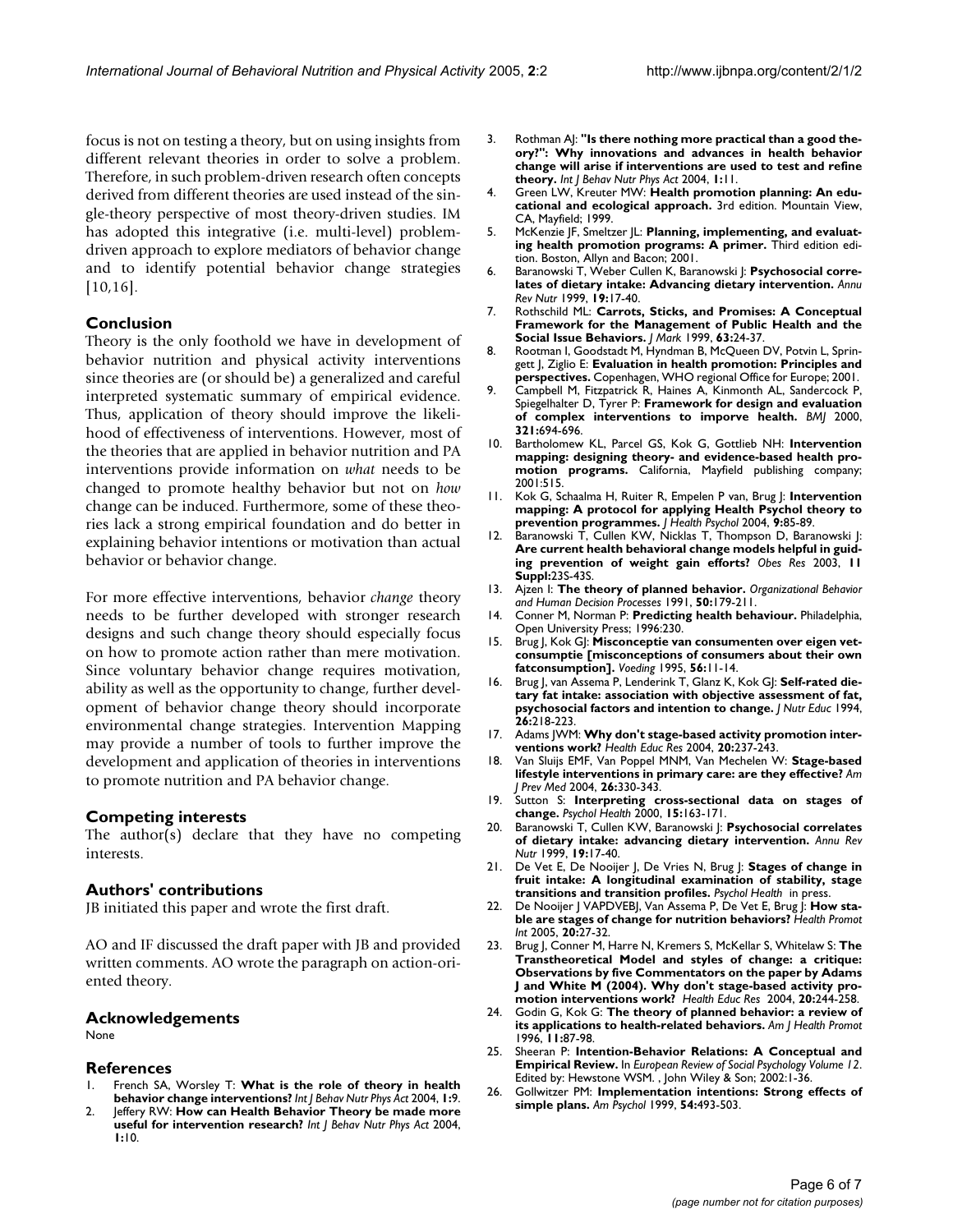focus is not on testing a theory, but on using insights from different relevant theories in order to solve a problem. Therefore, in such problem-driven research often concepts derived from different theories are used instead of the single-theory perspective of most theory-driven studies. IM has adopted this integrative (i.e. multi-level) problem-driven approach to explore mediators of behavior change and to identify potential behavior change strategies [10,16].

## Conclusion

Theory is the only foothold we have in development of behavior nutrition and physical activity interventions since theories are (or should be) a generalized and careful interpreted systematic summary of empirical evidence. Thus, application of theory should improve the likelihood of effectiveness of interventions. However, most of the theories that are applied in behavior nutrition and PA interventions provide information on *what* needs to be changed to promote healthy behavior but not on *how* change can be induced. Furthermore, some of these theories lack a strong empirical foundation and do better in explaining behavior intentions or motivation than actual behavior or behavior change.

For more effective interventions, behavior *change* theory needs to be further developed with stronger research designs and such change theory should especially focus on how to promote action rather than mere motivation. Since voluntary behavior change requires motivation, ability as well as the opportunity to change, further development of behavior change theory should incorporate environmental change strategies. Intervention Mapping may provide a number of tools to further improve the development and application of theories in interventions to promote nutrition and PA behavior change.

## Competing interests

The author(s) declare that they have no competing interests.

## Authors' contributions

JB initiated this paper and wrote the first draft.

AO and IF discussed the draft paper with JB and provided written comments. AO wrote the paragraph on action-oriented theory.

## Acknowledgements

None

## References

1. French SA, Worsley T: **What is the role of theory in health behavior change interventions?** *Int J Behav Nutr Phys Act* 2004, **1**:9.
2. Jeffery RW: **How can Health Behavior Theory be made more useful for intervention research?** *Int J Behav Nutr Phys Act* 2004, **1**:10.
3. Rothman AJ: **"Is there nothing more practical than a good theory?": Why innovations and advances in health behavior change will arise if interventions are used to test and refine theory.** *Int J Behav Nutr Phys Act* 2004, **1**:11.
4. Green LW, Kreuter MW: **Health promotion planning: An educational and ecological approach.** 3rd edition. Mountain View, CA, Mayfield; 1999.
5. McKenzie JF, Smeltzer JL: **Planning, implementing, and evaluating health promotion programs: A primer.** Third edition edition. Boston, Allyn and Bacon; 2001.
6. Baranowski T, Weber Cullen K, Baranowski J: **Psychosocial correlates of dietary intake: Advancing dietary intervention.** *Annu Rev Nutr* 1999, **19**:17-40.
7. Rothschild ML: **Carrots, Sticks, and Promises: A Conceptual Framework for the Management of Public Health and the Social Issue Behaviors.** *J Mark* 1999, **63**:24-37.
8. Rootman I, Goodstadt M, Hyndman B, McQueen DV, Potvin L, Springett J, Ziglio E: **Evaluation in health promotion: Principles and perspectives.** Copenhagen, WHO regional Office for Europe; 2001.
9. Campbell M, Fitzpatrick R, Haines A, Kinmonth AL, Sandercock P, Spiegelhalter D, Tyrer P: **Framework for design and evaluation of complex interventions to imporve health.** *BMJ* 2000, **321**:694-696.
10. Bartholomew KL, Parcel GS, Kok G, Gottlieb NH: **Intervention mapping: designing theory- and evidence-based health promotion programs.** California, Mayfield publishing company; 2001:515.
11. Kok G, Schaalma H, Ruiter R, Empelen P van, Brug J: **Intervention mapping: A protocol for applying Health Psychol theory to prevention programmes.** *J Health Psychol* 2004, **9**:85-89.
12. Baranowski T, Cullen KW, Nicklas T, Thompson D, Baranowski J: **Are current health behavioral change models helpful in guiding prevention of weight gain efforts?** *Obes Res* 2003, **11 Suppl**:23S-43S.
13. Ajzen I: **The theory of planned behavior.** *Organizational Behavior and Human Decision Processes* 1991, **50**:179-211.
14. Conner M, Norman P: **Predicting health behaviour.** Philadelphia, Open University Press; 1996:230.
15. Brug J, Kok GJ: **Misconceptie van consumenten over eigen vetconsumptie [misconceptions of consumers about their own fatconsumption].** *Voeding* 1995, **56**:11-14.
16. Brug J, van Assema P, Lenderink T, Glanz K, Kok GJ: **Self-rated dietary fat intake: association with objective assessment of fat, psychosocial factors and intention to change.** *J Nutr Educ* 1994, **26**:218-223.
17. Adams JWM: **Why don't stage-based activity promotion interventions work?** *Health Educ Res* 2004, **20**:237-243.
18. Van Sluijs EMF, Van Poppel MNM, Van Mechelen W: **Stage-based lifestyle interventions in primary care: are they effective?** *Am J Prev Med* 2004, **26**:330-343.
19. Sutton S: **Interpreting cross-sectional data on stages of change.** *Psychol Health* 2000, **15**:163-171.
20. Baranowski T, Cullen KW, Baranowski J: **Psychosocial correlates of dietary intake: advancing dietary intervention.** *Annu Rev Nutr* 1999, **19**:17-40.
21. De Vet E, De Nooijer J, De Vries N, Brug J: **Stages of change in fruit intake: A longitudinal examination of stability, stage transitions and transition profiles.** *Psychol Health* in press.
22. De Nooijer J VAPDVEBJ, Van Assema P, De Vet E, Brug J: **How stable are stages of change for nutrition behaviors?** *Health Promot Int* 2005, **20**:27-32.
23. Brug J, Conner M, Harre N, Kremers S, McKellar S, Whitelaw S: **The Transtheoretical Model and styles of change: a critique: Observations by five Commentators on the paper by Adams J and White M (2004). Why don't stage-based activity promotion interventions work?** *Health Educ Res* 2004, **20**:244-258.
24. Godin G, Kok G: **The theory of planned behavior: a review of its applications to health-related behaviors.** *Am J Health Promot* 1996, **11**:87-98.
25. Sheeran P: **Intention-Behavior Relations: A Conceptual and Empirical Review.** In *European Review of Social Psychology Volume 12*. Edited by: Hewstone WSM. , John Wiley & Son; 2002:1-36.
26. Gollwitzer PM: **Implementation intentions: Strong effects of simple plans.** *Am Psychol* 1999, **54**:493-503.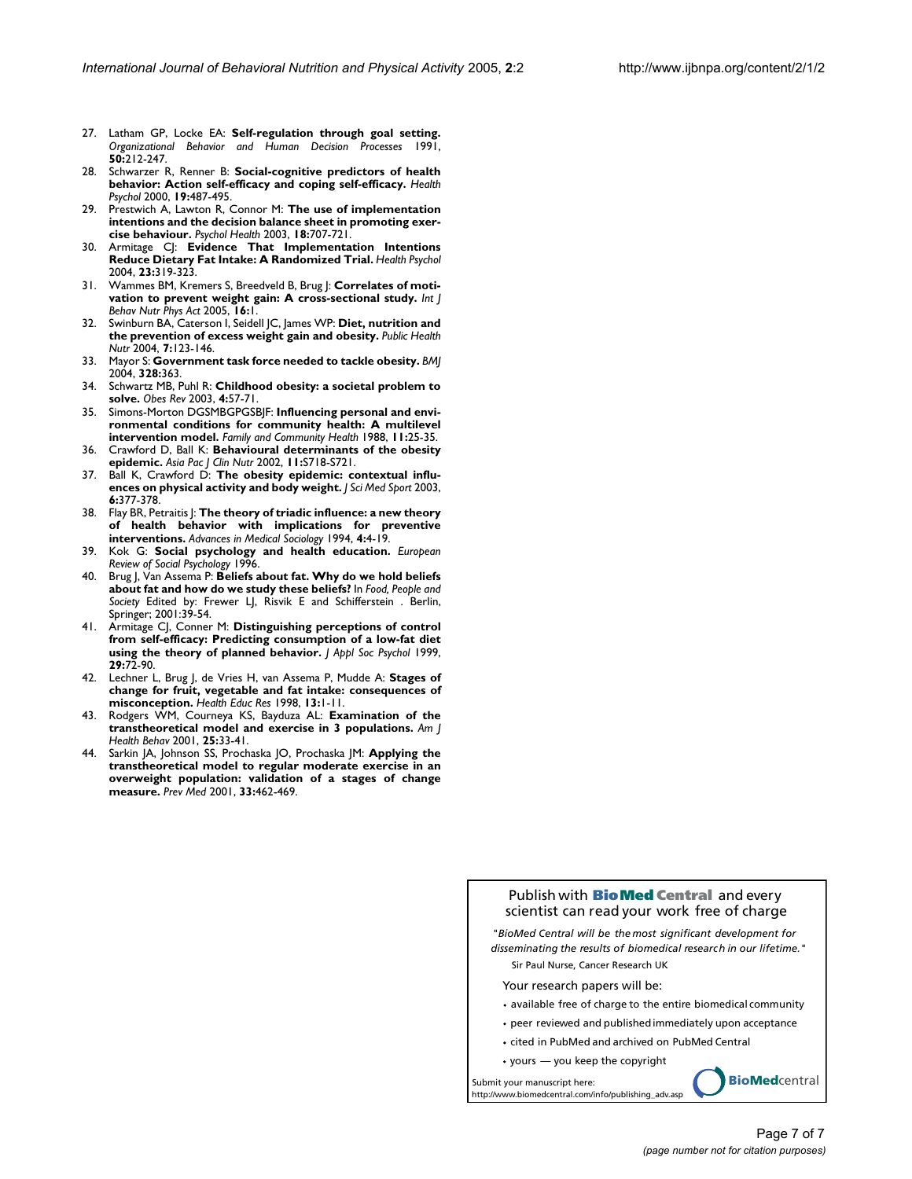27. Latham GP, Locke EA: **Self-regulation through goal setting.** *Organizational Behavior and Human Decision Processes* 1991, **50:**212-247.
28. Schwarzer R, Renner B: **Social-cognitive predictors of health behavior: Action self-efficacy and coping self-efficacy.** *Health Psychol* 2000, **19:**487-495.
29. Prestwich A, Lawton R, Connor M: **The use of implementation intentions and the decision balance sheet in promoting exercise behaviour.** *Psychol Health* 2003, **18:**707-721.
30. Armitage CJ: **Evidence That Implementation Intentions Reduce Dietary Fat Intake: A Randomized Trial.** *Health Psychol* 2004, **23:**319-323.
31. Wammes BM, Kremers S, Breedveld B, Brug J: **Correlates of motivation to prevent weight gain: A cross-sectional study.** *Int J Behav Nutr Phys Act* 2005, **16:**1.
32. Swinburn BA, Caterson I, Seidell JC, James WP: **Diet, nutrition and the prevention of excess weight gain and obesity.** *Public Health Nutr* 2004, **7:**123-146.
33. Mayor S: **Government task force needed to tackle obesity.** *BMJ* 2004, **328:**363.
34. Schwartz MB, Puhl R: **Childhood obesity: a societal problem to solve.** *Obes Rev* 2003, **4:**57-71.
35. Simons-Morton DGSMBGPGSBJF: **Influencing personal and environmental conditions for community health: A multilevel intervention model.** *Family and Community Health* 1988, **11:**25-35.
36. Crawford D, Ball K: **Behavioural determinants of the obesity epidemic.** *Asia Pac J Clin Nutr* 2002, **11:**S718-S721.
37. Ball K, Crawford D: **The obesity epidemic: contextual influences on physical activity and body weight.** *J Sci Med Sport* 2003, **6:**377-378.
38. Flay BR, Petraitis J: **The theory of triadic influence: a new theory of health behavior with implications for preventive interventions.** *Advances in Medical Sociology* 1994, **4:**4-19.
39. Kok G: **Social psychology and health education.** *European Review of Social Psychology* 1996.
40. Brug J, Van Assema P: **Beliefs about fat. Why do we hold beliefs about fat and how do we study these beliefs?** In *Food, People and Society* Edited by: Frewer LJ, Risvik E and Schifferstein . Berlin, Springer; 2001:39-54.
41. Armitage CJ, Conner M: **Distinguishing perceptions of control from self-efficacy: Predicting consumption of a low-fat diet using the theory of planned behavior.** *J Appl Soc Psychol* 1999, **29:**72-90.
42. Lechner L, Brug J, de Vries H, van Assema P, Mudde A: **Stages of change for fruit, vegetable and fat intake: consequences of misconception.** *Health Educ Res* 1998, **13:**1-11.
43. Rodgers WM, Courneya KS, Bayduza AL: **Examination of the transtheoretical model and exercise in 3 populations.** *Am J Health Behav* 2001, **25:**33-41.
44. Sarkin JA, Johnson SS, Prochaska JO, Prochaska JM: **Applying the transtheoretical model to regular moderate exercise in an overweight population: validation of a stages of change measure.** *Prev Med* 2001, **33:**462-469.

Publish with **BioMed Central** and every scientist can read your work free of charge

*"BioMed Central will be the most significant development for disseminating the results of biomedical research in our lifetime."*
Sir Paul Nurse, Cancer Research UK

Your research papers will be:

- available free of charge to the entire biomedical community
- peer reviewed and published immediately upon acceptance
- cited in PubMed and archived on PubMed Central
- yours — you keep the copyright

Submit your manuscript here:
http://www.biomedcentral.com/info/publishing_adv.asp

BioMedcentral